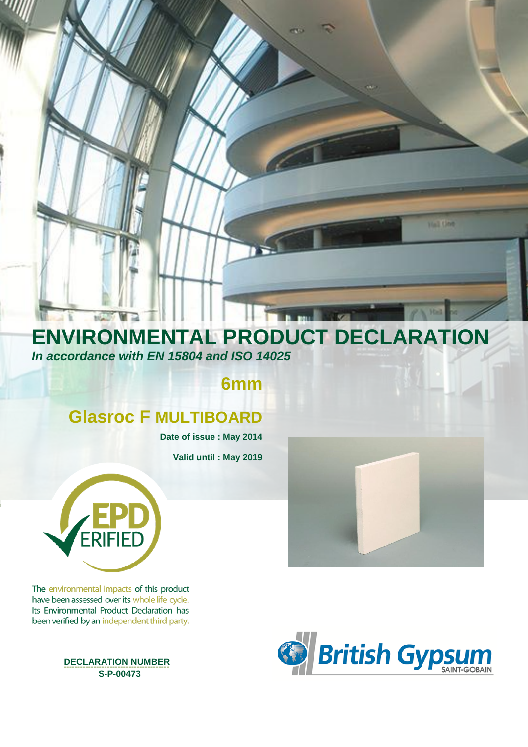# ENVIRONMENTAL PRODUCT DECLARATION

***In accordance with EN 15804 and ISO 14025***

## 6mm

## Glasroc F MULTIBOARD

**Date of issue : May 2014**

**Valid until : May 2019**

EPD VERIFIED

The environmental impacts of this product have been assessed over its whole life cycle. Its Environmental Product Declaration has been verified by an independent third party.

**DECLARATION NUMBER**
**S-P-00473**

British Gypsum SAINT-GOBAIN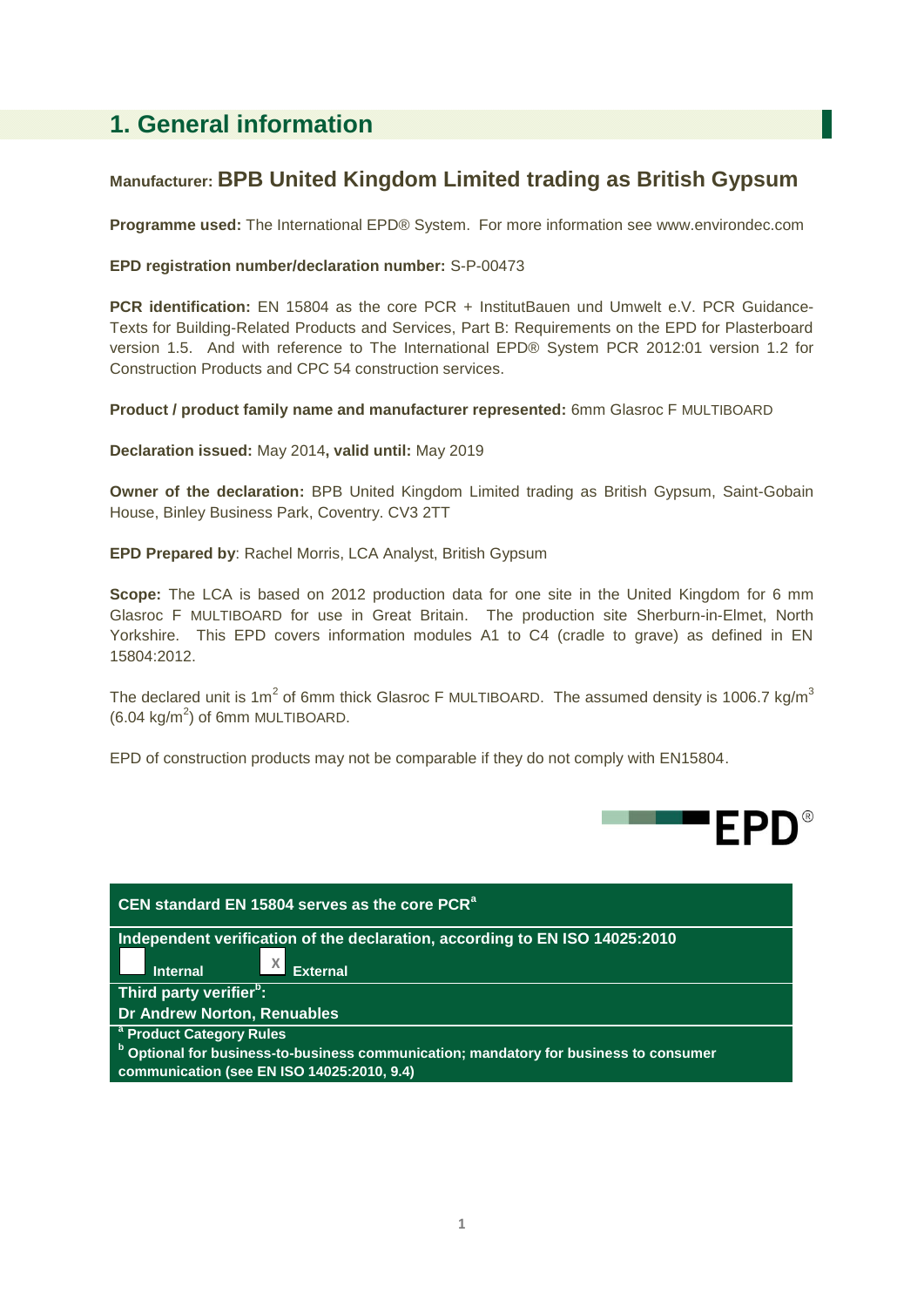# 1. General information

**Manufacturer: BPB United Kingdom Limited trading as British Gypsum**

**Programme used:** The International EPD® System. For more information see www.environdec.com

**EPD registration number/declaration number:** S-P-00473

**PCR identification:** EN 15804 as the core PCR + InstitutBauen und Umwelt e.V. PCR Guidance-Texts for Building-Related Products and Services, Part B: Requirements on the EPD for Plasterboard version 1.5. And with reference to The International EPD® System PCR 2012:01 version 1.2 for Construction Products and CPC 54 construction services.

**Product / product family name and manufacturer represented:** 6mm Glasroc F MULTIBOARD

**Declaration issued:** May 2014**, valid until:** May 2019

**Owner of the declaration:** BPB United Kingdom Limited trading as British Gypsum, Saint-Gobain House, Binley Business Park, Coventry. CV3 2TT

**EPD Prepared by**: Rachel Morris, LCA Analyst, British Gypsum

**Scope:** The LCA is based on 2012 production data for one site in the United Kingdom for 6 mm Glasroc F MULTIBOARD for use in Great Britain. The production site Sherburn-in-Elmet, North Yorkshire. This EPD covers information modules A1 to C4 (cradle to grave) as defined in EN 15804:2012.

The declared unit is 1m$^2$ of 6mm thick Glasroc F MULTIBOARD. The assumed density is 1006.7 kg/m$^3$ (6.04 kg/m$^2$) of 6mm MULTIBOARD.

EPD of construction products may not be comparable if they do not comply with EN15804.

| CEN standard EN 15804 serves as the core PCR[a] |
|---|
| Independent verification of the declaration, according to EN ISO 14025:2010<br>☐ Internal ☒ External |
| Third party verifier[b]:<br>Dr Andrew Norton, Renuables |
| [a] Product Category Rules<br>[b] Optional for business-to-business communication; mandatory for business to consumer communication (see EN ISO 14025:2010, 9.4) |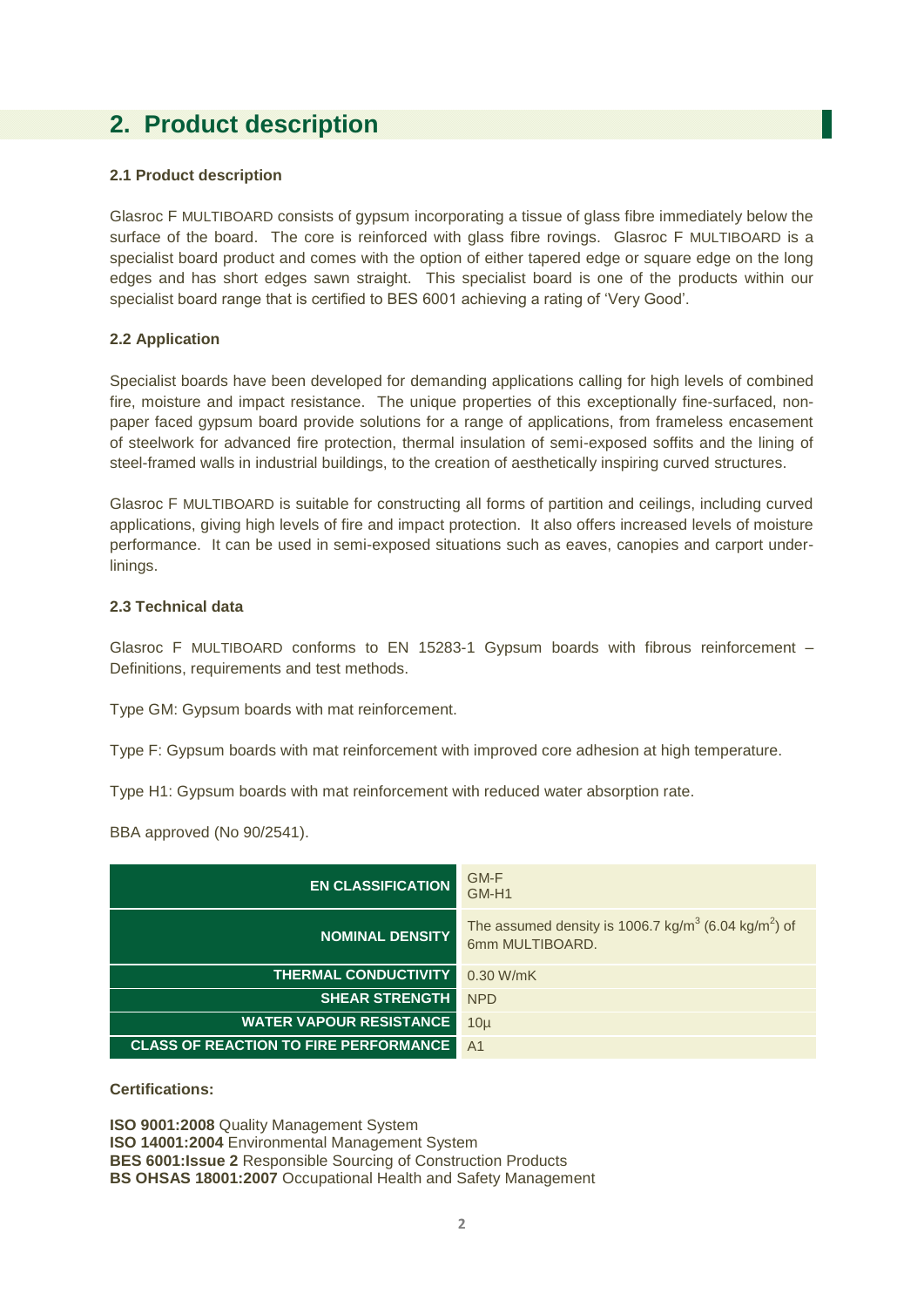## 2. Product description

### 2.1 Product description

Glasroc F MULTIBOARD consists of gypsum incorporating a tissue of glass fibre immediately below the surface of the board. The core is reinforced with glass fibre rovings. Glasroc F MULTIBOARD is a specialist board product and comes with the option of either tapered edge or square edge on the long edges and has short edges sawn straight. This specialist board is one of the products within our specialist board range that is certified to BES 6001 achieving a rating of 'Very Good'.

### 2.2 Application

Specialist boards have been developed for demanding applications calling for high levels of combined fire, moisture and impact resistance. The unique properties of this exceptionally fine-surfaced, non-paper faced gypsum board provide solutions for a range of applications, from frameless encasement of steelwork for advanced fire protection, thermal insulation of semi-exposed soffits and the lining of steel-framed walls in industrial buildings, to the creation of aesthetically inspiring curved structures.

Glasroc F MULTIBOARD is suitable for constructing all forms of partition and ceilings, including curved applications, giving high levels of fire and impact protection. It also offers increased levels of moisture performance. It can be used in semi-exposed situations such as eaves, canopies and carport under-linings.

### 2.3 Technical data

Glasroc F MULTIBOARD conforms to EN 15283-1 Gypsum boards with fibrous reinforcement – Definitions, requirements and test methods.

Type GM: Gypsum boards with mat reinforcement.

Type F: Gypsum boards with mat reinforcement with improved core adhesion at high temperature.

Type H1: Gypsum boards with mat reinforcement with reduced water absorption rate.

BBA approved (No 90/2541).

| | |
|---|---|
| **EN CLASSIFICATION** | GM-F<br>GM-H1 |
| **NOMINAL DENSITY** | The assumed density is 1006.7 $kg/m^3$ (6.04 $kg/m^2$) of 6mm MULTIBOARD. |
| **THERMAL CONDUCTIVITY** | 0.30 W/mK |
| **SHEAR STRENGTH** | NPD |
| **WATER VAPOUR RESISTANCE** | 10µ |
| **CLASS OF REACTION TO FIRE PERFORMANCE** | A1 |

**Certifications:**

**ISO 9001:2008** Quality Management System
**ISO 14001:2004** Environmental Management System
**BES 6001:Issue 2** Responsible Sourcing of Construction Products
**BS OHSAS 18001:2007** Occupational Health and Safety Management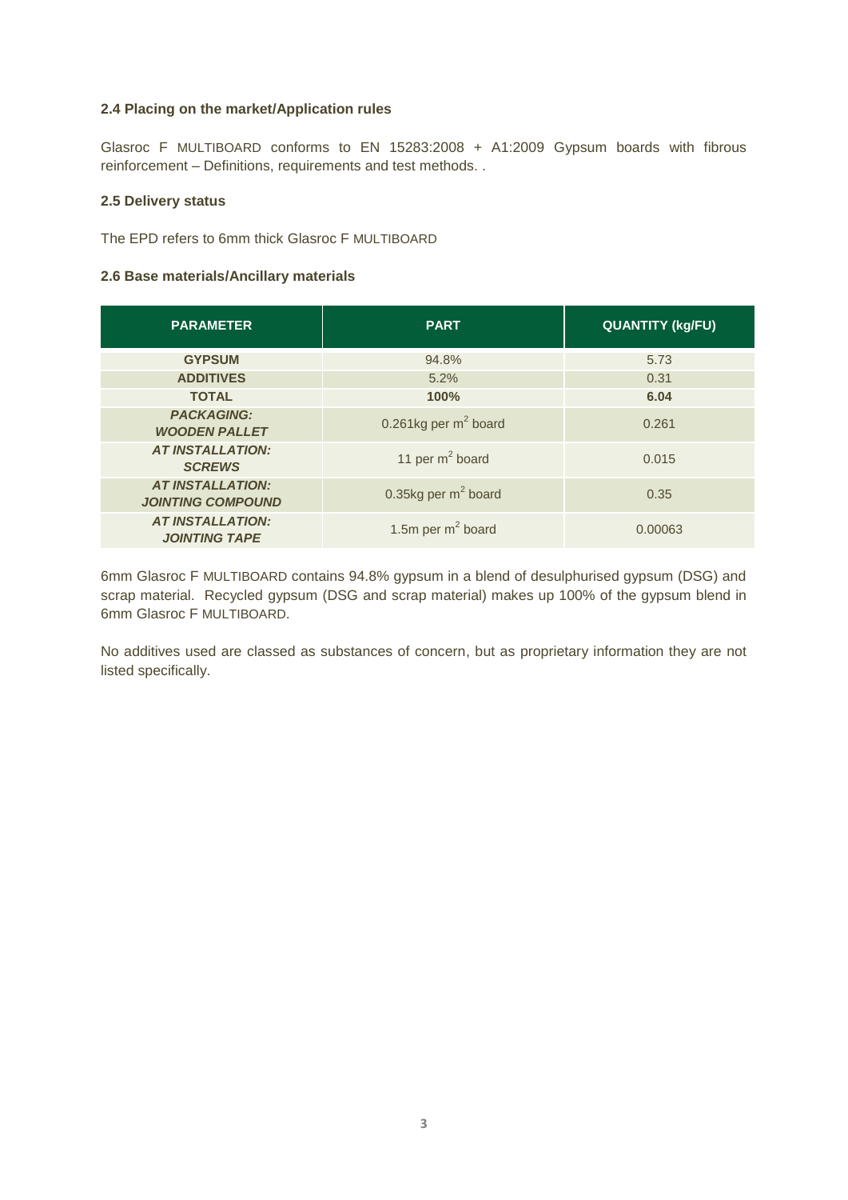### 2.4 Placing on the market/Application rules

Glasroc F MULTIBOARD conforms to EN 15283:2008 + A1:2009 Gypsum boards with fibrous reinforcement – Definitions, requirements and test methods. .

### 2.5 Delivery status

The EPD refers to 6mm thick Glasroc F MULTIBOARD

### 2.6 Base materials/Ancillary materials

| PARAMETER | PART | QUANTITY (kg/FU) |
|---|---|---|
| **GYPSUM** | 94.8% | 5.73 |
| **ADDITIVES** | 5.2% | 0.31 |
| **TOTAL** | **100%** | **6.04** |
| ***PACKAGING: WOODEN PALLET*** | 0.261kg per $m^2$ board | 0.261 |
| ***AT INSTALLATION: SCREWS*** | 11 per $m^2$ board | 0.015 |
| ***AT INSTALLATION: JOINTING COMPOUND*** | 0.35kg per $m^2$ board | 0.35 |
| ***AT INSTALLATION: JOINTING TAPE*** | 1.5m per $m^2$ board | 0.00063 |

6mm Glasroc F MULTIBOARD contains 94.8% gypsum in a blend of desulphurised gypsum (DSG) and scrap material. Recycled gypsum (DSG and scrap material) makes up 100% of the gypsum blend in 6mm Glasroc F MULTIBOARD.

No additives used are classed as substances of concern, but as proprietary information they are not listed specifically.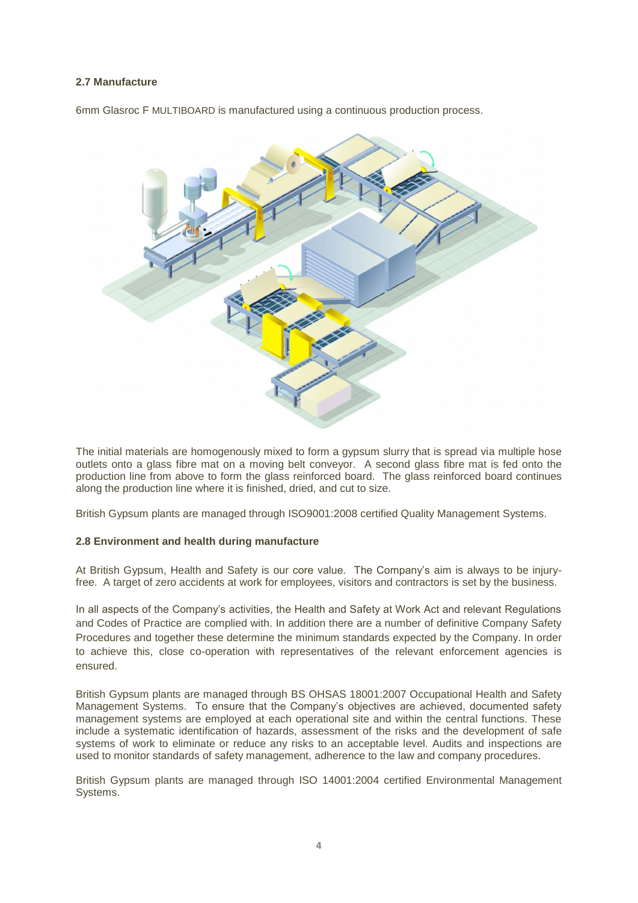## 2.7 Manufacture

6mm Glasroc F MULTIBOARD is manufactured using a continuous production process.

The initial materials are homogenously mixed to form a gypsum slurry that is spread via multiple hose outlets onto a glass fibre mat on a moving belt conveyor. A second glass fibre mat is fed onto the production line from above to form the glass reinforced board. The glass reinforced board continues along the production line where it is finished, dried, and cut to size.

British Gypsum plants are managed through ISO9001:2008 certified Quality Management Systems.

## 2.8 Environment and health during manufacture

At British Gypsum, Health and Safety is our core value. The Company's aim is always to be injury-free. A target of zero accidents at work for employees, visitors and contractors is set by the business.

In all aspects of the Company's activities, the Health and Safety at Work Act and relevant Regulations and Codes of Practice are complied with. In addition there are a number of definitive Company Safety Procedures and together these determine the minimum standards expected by the Company. In order to achieve this, close co-operation with representatives of the relevant enforcement agencies is ensured.

British Gypsum plants are managed through BS OHSAS 18001:2007 Occupational Health and Safety Management Systems. To ensure that the Company's objectives are achieved, documented safety management systems are employed at each operational site and within the central functions. These include a systematic identification of hazards, assessment of the risks and the development of safe systems of work to eliminate or reduce any risks to an acceptable level. Audits and inspections are used to monitor standards of safety management, adherence to the law and company procedures.

British Gypsum plants are managed through ISO 14001:2004 certified Environmental Management Systems.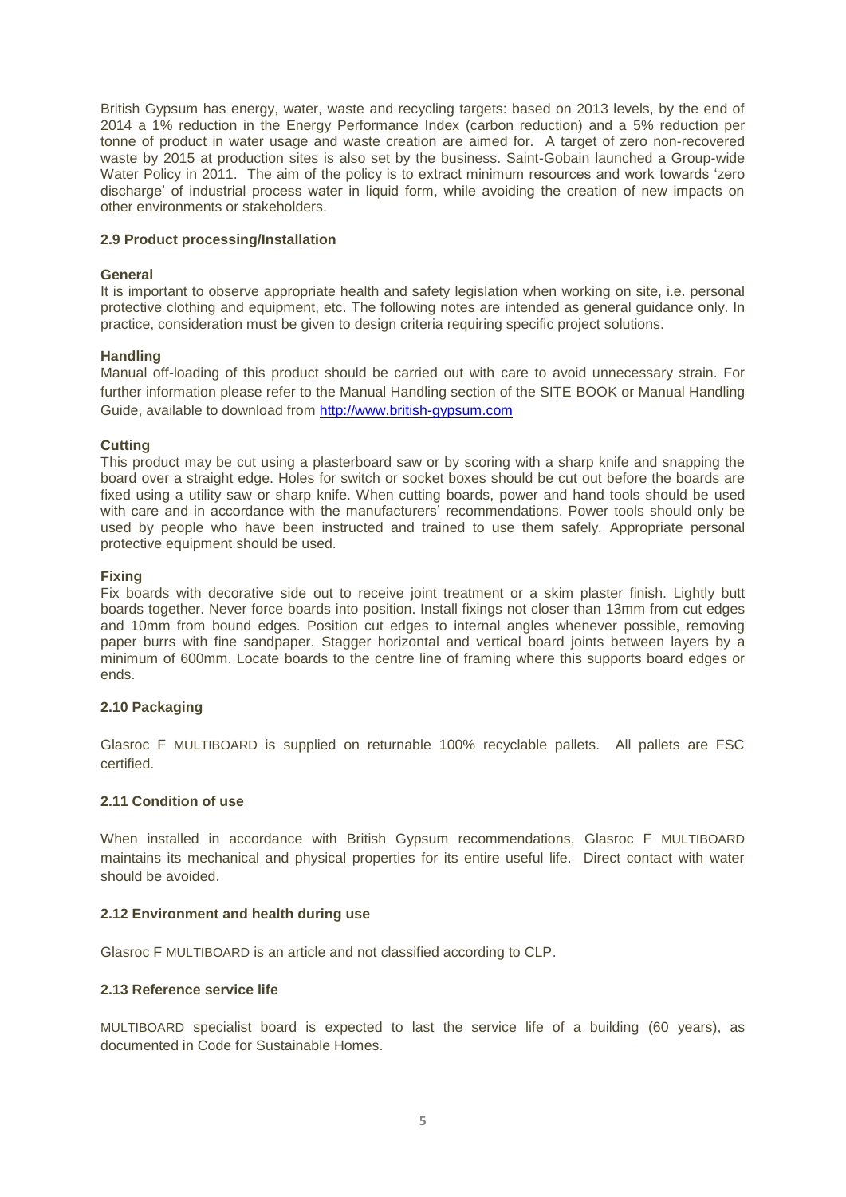British Gypsum has energy, water, waste and recycling targets: based on 2013 levels, by the end of 2014 a 1% reduction in the Energy Performance Index (carbon reduction) and a 5% reduction per tonne of product in water usage and waste creation are aimed for. A target of zero non-recovered waste by 2015 at production sites is also set by the business. Saint-Gobain launched a Group-wide Water Policy in 2011. The aim of the policy is to extract minimum resources and work towards 'zero discharge' of industrial process water in liquid form, while avoiding the creation of new impacts on other environments or stakeholders.

### 2.9 Product processing/Installation

**General**

It is important to observe appropriate health and safety legislation when working on site, i.e. personal protective clothing and equipment, etc. The following notes are intended as general guidance only. In practice, consideration must be given to design criteria requiring specific project solutions.

**Handling**

Manual off-loading of this product should be carried out with care to avoid unnecessary strain. For further information please refer to the Manual Handling section of the SITE BOOK or Manual Handling Guide, available to download from [http://www.british-gypsum.com](http://www.british-gypsum.com)

**Cutting**

This product may be cut using a plasterboard saw or by scoring with a sharp knife and snapping the board over a straight edge. Holes for switch or socket boxes should be cut out before the boards are fixed using a utility saw or sharp knife. When cutting boards, power and hand tools should be used with care and in accordance with the manufacturers' recommendations. Power tools should only be used by people who have been instructed and trained to use them safely. Appropriate personal protective equipment should be used.

**Fixing**

Fix boards with decorative side out to receive joint treatment or a skim plaster finish. Lightly butt boards together. Never force boards into position. Install fixings not closer than 13mm from cut edges and 10mm from bound edges. Position cut edges to internal angles whenever possible, removing paper burrs with fine sandpaper. Stagger horizontal and vertical board joints between layers by a minimum of 600mm. Locate boards to the centre line of framing where this supports board edges or ends.

### 2.10 Packaging

Glasroc F MULTIBOARD is supplied on returnable 100% recyclable pallets. All pallets are FSC certified.

### 2.11 Condition of use

When installed in accordance with British Gypsum recommendations, Glasroc F MULTIBOARD maintains its mechanical and physical properties for its entire useful life. Direct contact with water should be avoided.

### 2.12 Environment and health during use

Glasroc F MULTIBOARD is an article and not classified according to CLP.

### 2.13 Reference service life

MULTIBOARD specialist board is expected to last the service life of a building (60 years), as documented in Code for Sustainable Homes.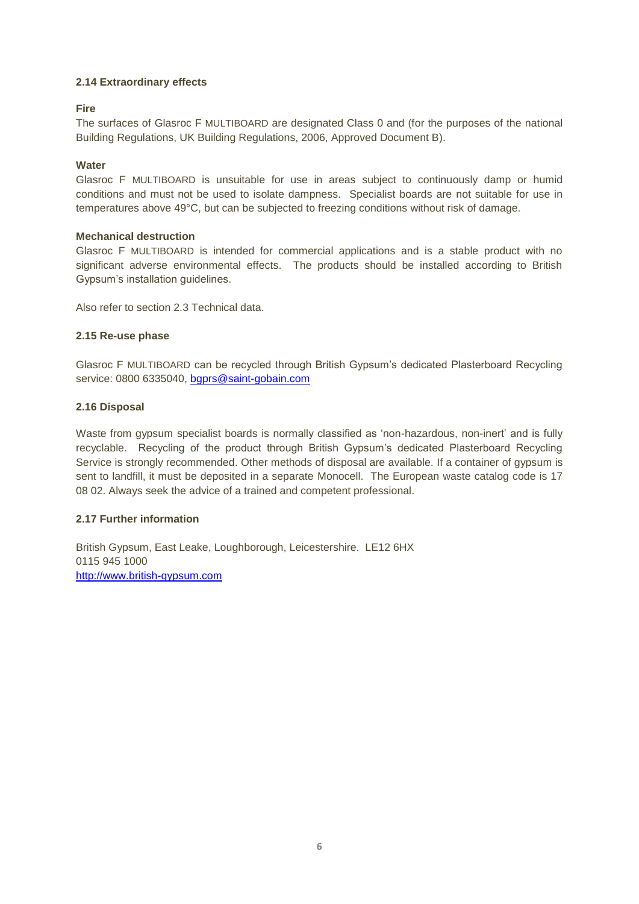### 2.14 Extraordinary effects

**Fire**

The surfaces of Glasroc F MULTIBOARD are designated Class 0 and (for the purposes of the national Building Regulations, UK Building Regulations, 2006, Approved Document B).

**Water**

Glasroc F MULTIBOARD is unsuitable for use in areas subject to continuously damp or humid conditions and must not be used to isolate dampness. Specialist boards are not suitable for use in temperatures above 49°C, but can be subjected to freezing conditions without risk of damage.

**Mechanical destruction**

Glasroc F MULTIBOARD is intended for commercial applications and is a stable product with no significant adverse environmental effects. The products should be installed according to British Gypsum's installation guidelines.

Also refer to section 2.3 Technical data.

### 2.15 Re-use phase

Glasroc F MULTIBOARD can be recycled through British Gypsum's dedicated Plasterboard Recycling service: 0800 6335040, [bgprs@saint-gobain.com](mailto:bgprs@saint-gobain.com)

### 2.16 Disposal

Waste from gypsum specialist boards is normally classified as 'non-hazardous, non-inert' and is fully recyclable. Recycling of the product through British Gypsum's dedicated Plasterboard Recycling Service is strongly recommended. Other methods of disposal are available. If a container of gypsum is sent to landfill, it must be deposited in a separate Monocell. The European waste catalog code is 17 08 02. Always seek the advice of a trained and competent professional.

### 2.17 Further information

British Gypsum, East Leake, Loughborough, Leicestershire. LE12 6HX
0115 945 1000
[http://www.british-gypsum.com](http://www.british-gypsum.com)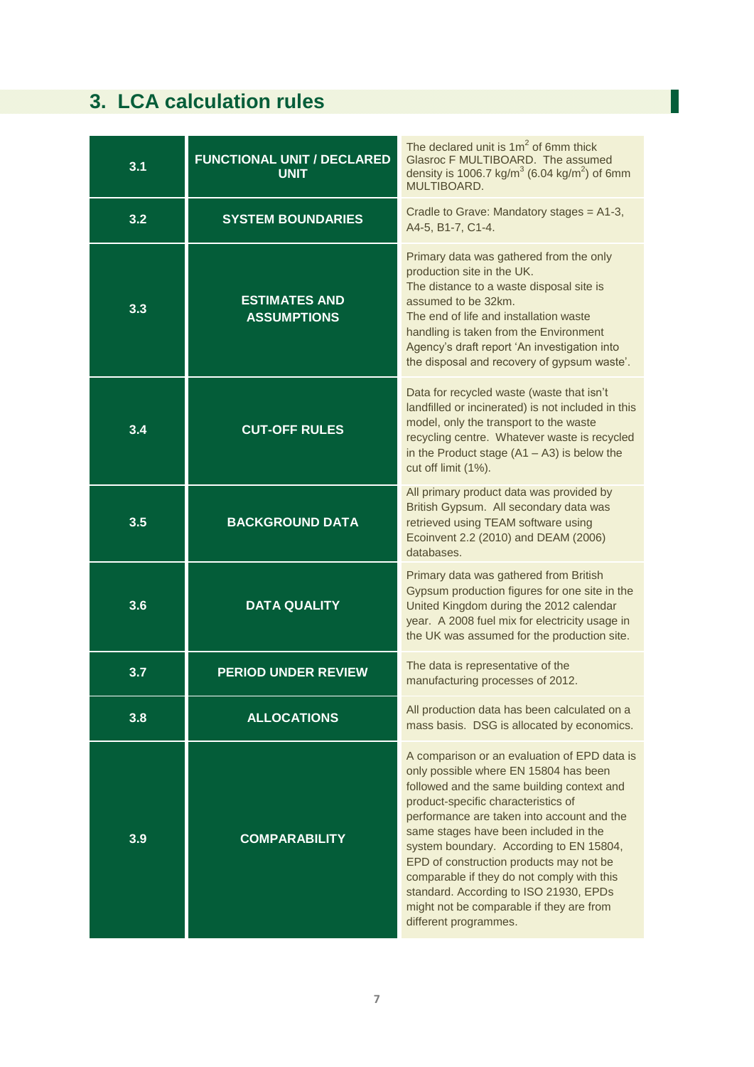## 3. LCA calculation rules

| | | |
|---|---|---|
| 3.1 | FUNCTIONAL UNIT / DECLARED UNIT | The declared unit is $1m^2$ of 6mm thick Glasroc F MULTIBOARD. The assumed density is 1006.7 $kg/m^3$ (6.04 $kg/m^2$) of 6mm MULTIBOARD. |
| 3.2 | SYSTEM BOUNDARIES | Cradle to Grave: Mandatory stages = A1-3, A4-5, B1-7, C1-4. |
| 3.3 | ESTIMATES AND ASSUMPTIONS | Primary data was gathered from the only production site in the UK. The distance to a waste disposal site is assumed to be 32km. The end of life and installation waste handling is taken from the Environment Agency's draft report 'An investigation into the disposal and recovery of gypsum waste'. |
| 3.4 | CUT-OFF RULES | Data for recycled waste (waste that isn't landfilled or incinerated) is not included in this model, only the transport to the waste recycling centre. Whatever waste is recycled in the Product stage (A1 – A3) is below the cut off limit (1%). |
| 3.5 | BACKGROUND DATA | All primary product data was provided by British Gypsum. All secondary data was retrieved using TEAM software using Ecoinvent 2.2 (2010) and DEAM (2006) databases. |
| 3.6 | DATA QUALITY | Primary data was gathered from British Gypsum production figures for one site in the United Kingdom during the 2012 calendar year. A 2008 fuel mix for electricity usage in the UK was assumed for the production site. |
| 3.7 | PERIOD UNDER REVIEW | The data is representative of the manufacturing processes of 2012. |
| 3.8 | ALLOCATIONS | All production data has been calculated on a mass basis. DSG is allocated by economics. |
| 3.9 | COMPARABILITY | A comparison or an evaluation of EPD data is only possible where EN 15804 has been followed and the same building context and product-specific characteristics of performance are taken into account and the same stages have been included in the system boundary. According to EN 15804, EPD of construction products may not be comparable if they do not comply with this standard. According to ISO 21930, EPDs might not be comparable if they are from different programmes. |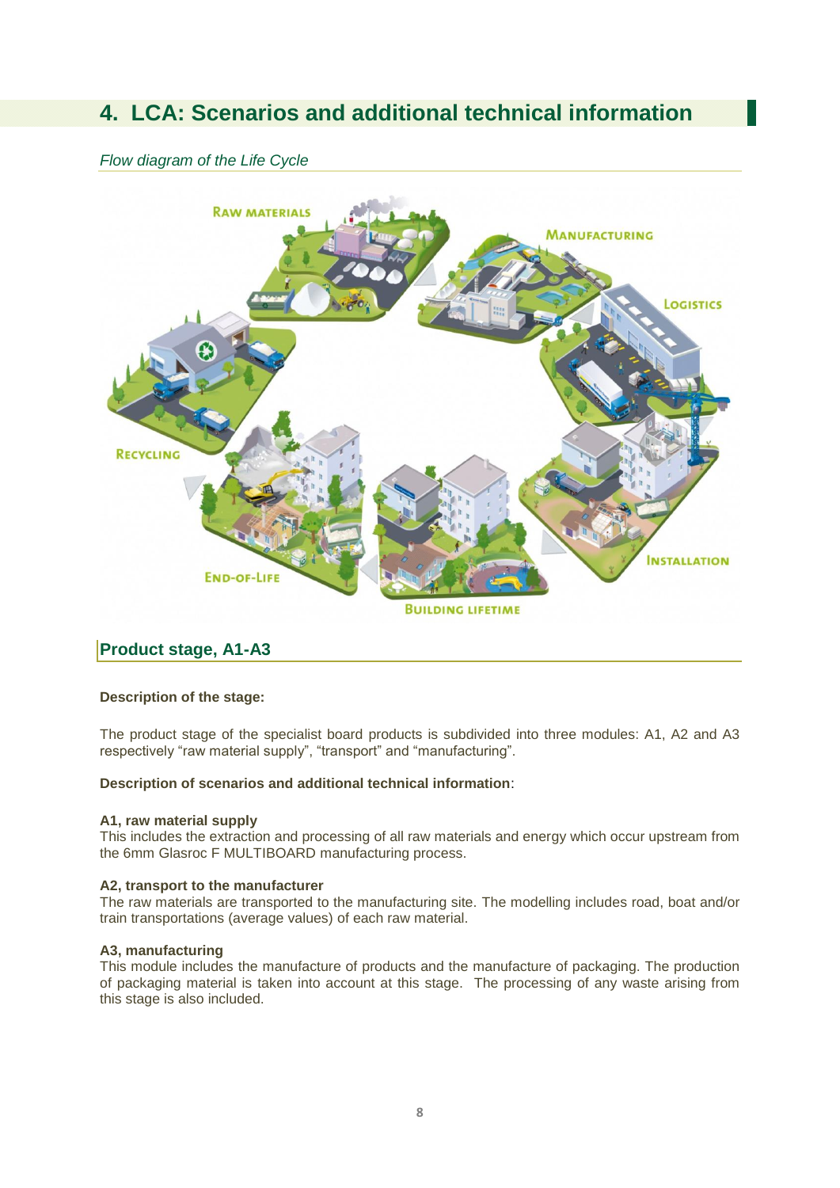## 4. LCA: Scenarios and additional technical information

*Flow diagram of the Life Cycle*

### Product stage, A1-A3

**Description of the stage:**

The product stage of the specialist board products is subdivided into three modules: A1, A2 and A3 respectively "raw material supply", "transport" and "manufacturing".

**Description of scenarios and additional technical information**:

**A1, raw material supply**
This includes the extraction and processing of all raw materials and energy which occur upstream from the 6mm Glasroc F MULTIBOARD manufacturing process.

**A2, transport to the manufacturer**
The raw materials are transported to the manufacturing site. The modelling includes road, boat and/or train transportations (average values) of each raw material.

**A3, manufacturing**
This module includes the manufacture of products and the manufacture of packaging. The production of packaging material is taken into account at this stage. The processing of any waste arising from this stage is also included.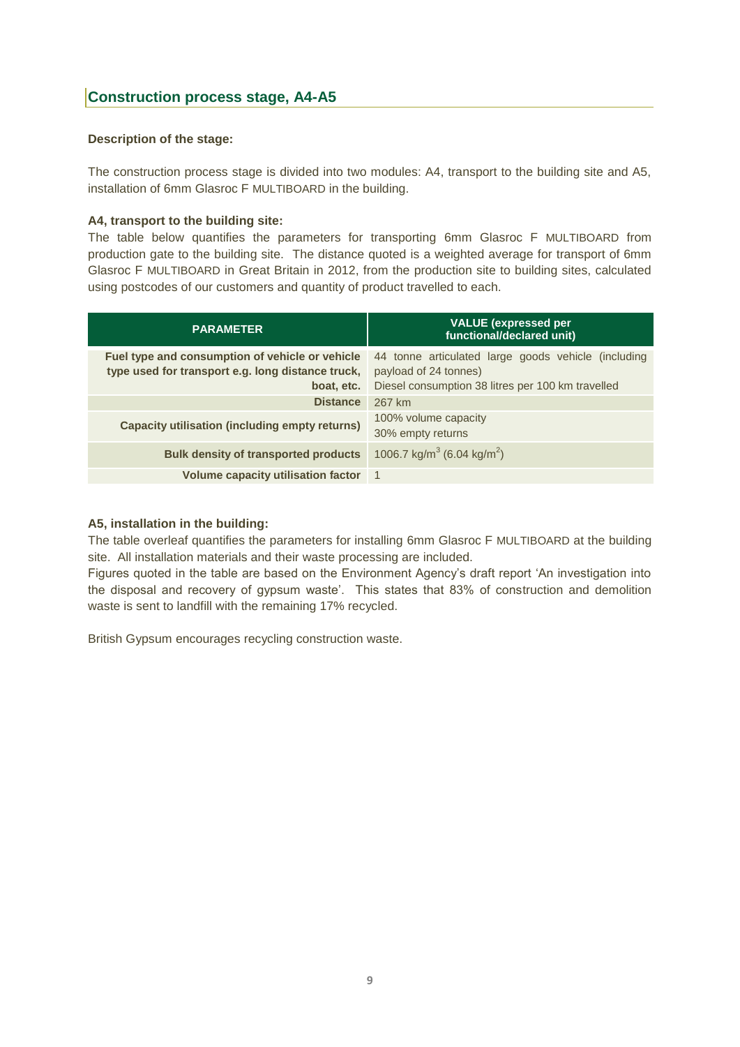## Construction process stage, A4-A5

**Description of the stage:**

The construction process stage is divided into two modules: A4, transport to the building site and A5, installation of 6mm Glasroc F MULTIBOARD in the building.

**A4, transport to the building site:**

The table below quantifies the parameters for transporting 6mm Glasroc F MULTIBOARD from production gate to the building site. The distance quoted is a weighted average for transport of 6mm Glasroc F MULTIBOARD in Great Britain in 2012, from the production site to building sites, calculated using postcodes of our customers and quantity of product travelled to each.

| PARAMETER | VALUE (expressed per functional/declared unit) |
|---|---|
| **Fuel type and consumption of vehicle or vehicle type used for transport e.g. long distance truck, boat, etc.** | 44 tonne articulated large goods vehicle (including payload of 24 tonnes)<br>Diesel consumption 38 litres per 100 km travelled |
| **Distance** | 267 km |
| **Capacity utilisation (including empty returns)** | 100% volume capacity<br>30% empty returns |
| **Bulk density of transported products** | 1006.7 kg/m$^3$ (6.04 kg/m$^2$) |
| **Volume capacity utilisation factor** | 1 |

**A5, installation in the building:**

The table overleaf quantifies the parameters for installing 6mm Glasroc F MULTIBOARD at the building site. All installation materials and their waste processing are included.

Figures quoted in the table are based on the Environment Agency's draft report 'An investigation into the disposal and recovery of gypsum waste'. This states that 83% of construction and demolition waste is sent to landfill with the remaining 17% recycled.

British Gypsum encourages recycling construction waste.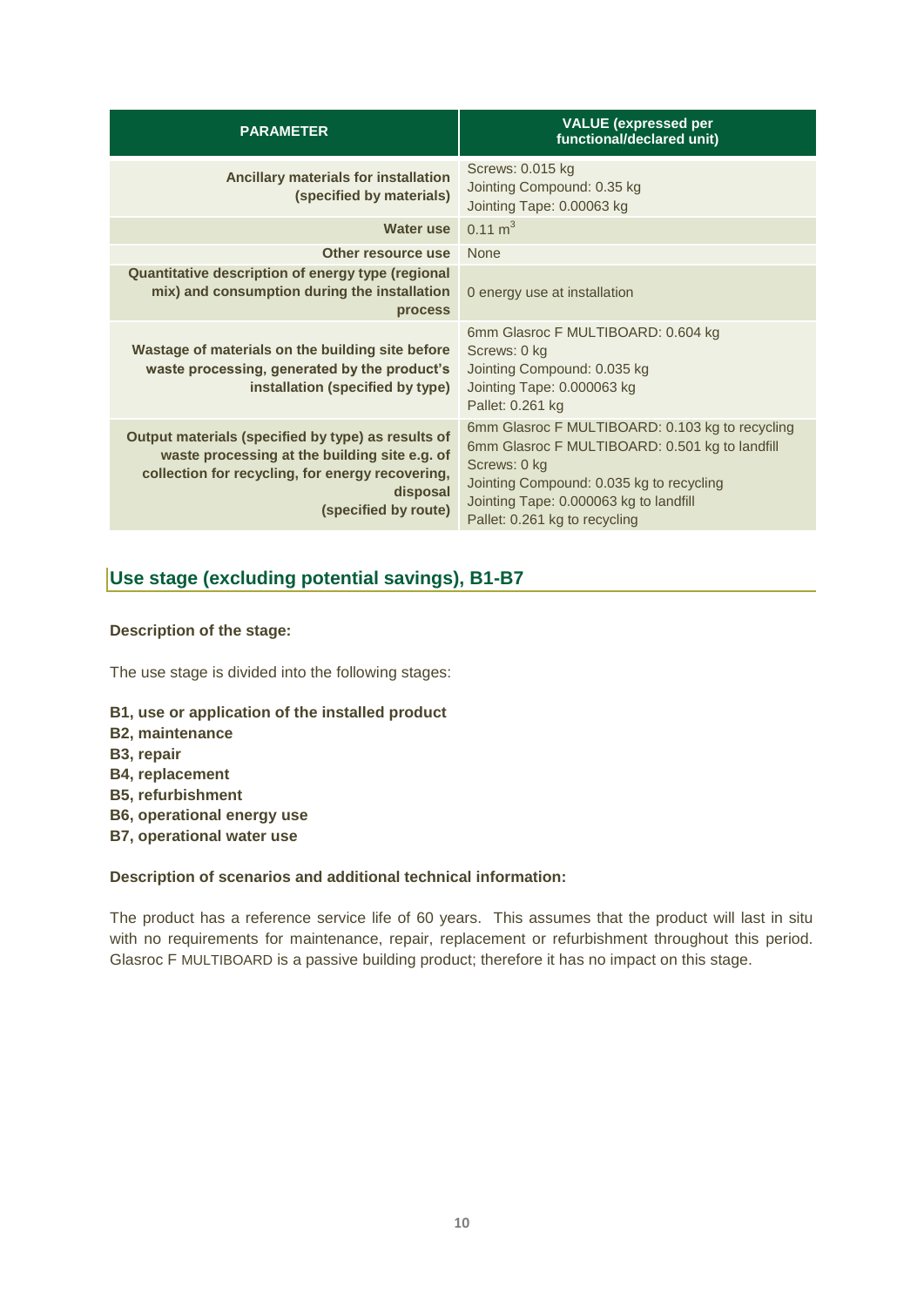| PARAMETER | VALUE (expressed per functional/declared unit) |
| --- | --- |
| **Ancillary materials for installation (specified by materials)** | Screws: 0.015 kg<br>Jointing Compound: 0.35 kg<br>Jointing Tape: 0.00063 kg |
| **Water use** | 0.11 $m^3$ |
| **Other resource use** | None |
| **Quantitative description of energy type (regional mix) and consumption during the installation process** | 0 energy use at installation |
| **Wastage of materials on the building site before waste processing, generated by the product's installation (specified by type)** | 6mm Glasroc F MULTIBOARD: 0.604 kg<br>Screws: 0 kg<br>Jointing Compound: 0.035 kg<br>Jointing Tape: 0.000063 kg<br>Pallet: 0.261 kg |
| **Output materials (specified by type) as results of waste processing at the building site e.g. of collection for recycling, for energy recovering, disposal (specified by route)** | 6mm Glasroc F MULTIBOARD: 0.103 kg to recycling<br>6mm Glasroc F MULTIBOARD: 0.501 kg to landfill<br>Screws: 0 kg<br>Jointing Compound: 0.035 kg to recycling<br>Jointing Tape: 0.000063 kg to landfill<br>Pallet: 0.261 kg to recycling |

## Use stage (excluding potential savings), B1-B7

**Description of the stage:**

The use stage is divided into the following stages:

**B1, use or application of the installed product**
**B2, maintenance**
**B3, repair**
**B4, replacement**
**B5, refurbishment**
**B6, operational energy use**
**B7, operational water use**

**Description of scenarios and additional technical information:**

The product has a reference service life of 60 years. This assumes that the product will last in situ with no requirements for maintenance, repair, replacement or refurbishment throughout this period. Glasroc F MULTIBOARD is a passive building product; therefore it has no impact on this stage.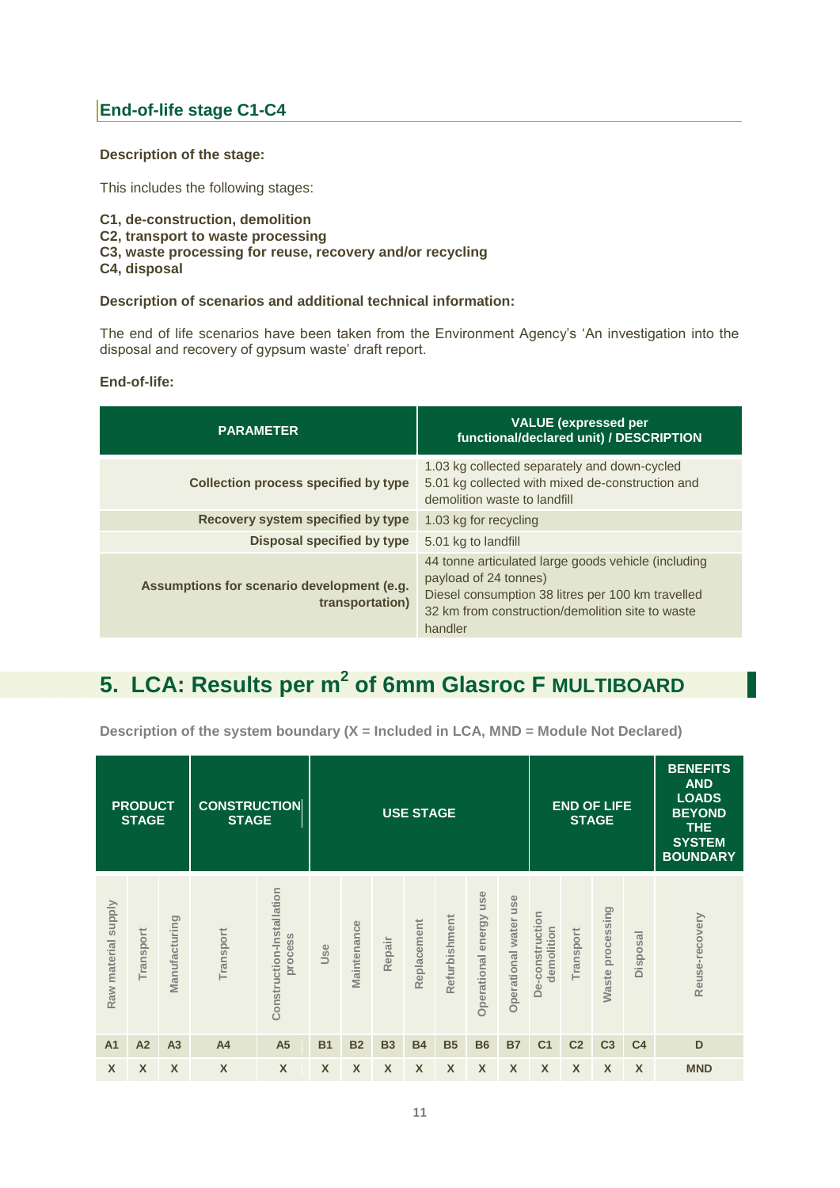## End-of-life stage C1-C4

**Description of the stage:**

This includes the following stages:

**C1, de-construction, demolition**
**C2, transport to waste processing**
**C3, waste processing for reuse, recovery and/or recycling**
**C4, disposal**

**Description of scenarios and additional technical information:**

The end of life scenarios have been taken from the Environment Agency's 'An investigation into the disposal and recovery of gypsum waste' draft report.

**End-of-life:**

| PARAMETER | VALUE (expressed per functional/declared unit) / DESCRIPTION |
|---|---|
| **Collection process specified by type** | 1.03 kg collected separately and down-cycled<br>5.01 kg collected with mixed de-construction and demolition waste to landfill |
| **Recovery system specified by type** | 1.03 kg for recycling |
| **Disposal specified by type** | 5.01 kg to landfill |
| **Assumptions for scenario development (e.g. transportation)** | 44 tonne articulated large goods vehicle (including payload of 24 tonnes)<br>Diesel consumption 38 litres per 100 km travelled<br>32 km from construction/demolition site to waste handler |

# 5. LCA: Results per $m^2$ of 6mm Glasroc F MULTIBOARD

**Description of the system boundary (X = Included in LCA, MND = Module Not Declared)**

| PRODUCT STAGE | | | CONSTRUCTION STAGE | | USE STAGE | | | | | | | END OF LIFE STAGE | | | | BENEFITS AND LOADS BEYOND THE SYSTEM BOUNDARY |
|---|---|---|---|---|---|---|---|---|---|---|---|---|---|---|---|---|
| Raw material supply | Transport | Manufacturing | Transport | Construction-Installation process | Use | Maintenance | Repair | Replacement | Refurbishment | Operational energy use | Operational water use | De-construction demolition | Transport | Waste processing | Disposal | Reuse-recovery |
| A1 | A2 | A3 | A4 | A5 | B1 | B2 | B3 | B4 | B5 | B6 | B7 | C1 | C2 | C3 | C4 | D |
| X | X | X | X | X | X | X | X | X | X | X | X | X | X | X | X | MND |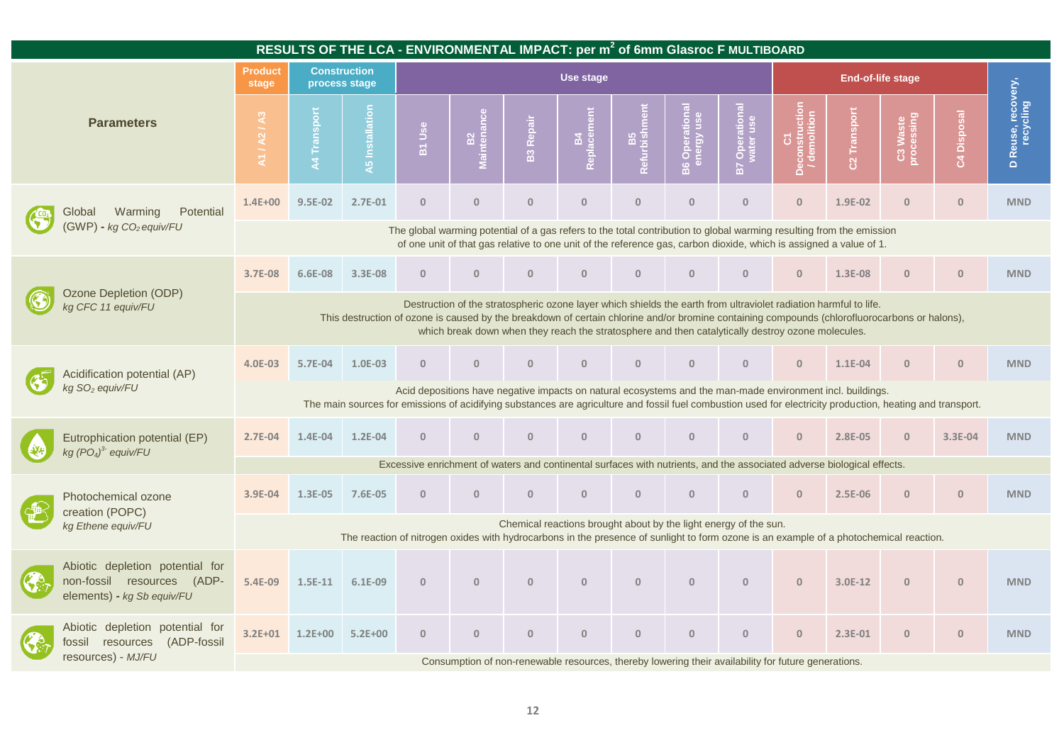## RESULTS OF THE LCA - ENVIRONMENTAL IMPACT: per $m^2$ of 6mm Glasroc F MULTIBOARD

| Parameters | Product stage | Construction process stage | | Use stage | | | | | | | End-of-life stage | | | | |
|---|---|---|---|---|---|---|---|---|---|---|---|---|---|---|---|
| | A1 / A2 / A3 | A4 Transport | A5 Installation | B1 Use | B2 Maintenance | B3 Repair | B4 Replacement | B5 Refurbishment | B6 Operational energy use | B7 Operational water use | C1 Deconstruction / demolition | C2 Transport | C3 Waste processing | C4 Disposal | D Reuse, recovery, recycling |
| Global Warming Potential (GWP) - *kg $CO_2$ equiv/FU* | 1.4E+00 | 9.5E-02 | 2.7E-01 | 0 | 0 | 0 | 0 | 0 | 0 | 0 | 0 | 1.9E-02 | 0 | 0 | MND |
| | The global warming potential of a gas refers to the total contribution to global warming resulting from the emission of one unit of that gas relative to one unit of the reference gas, carbon dioxide, which is assigned a value of 1. | | | | | | | | | | | | | | |
| Ozone Depletion (ODP) *kg CFC 11 equiv/FU* | 3.7E-08 | 6.6E-08 | 3.3E-08 | 0 | 0 | 0 | 0 | 0 | 0 | 0 | 0 | 1.3E-08 | 0 | 0 | MND |
| | Destruction of the stratospheric ozone layer which shields the earth from ultraviolet radiation harmful to life. This destruction of ozone is caused by the breakdown of certain chlorine and/or bromine containing compounds (chlorofluorocarbons or halons), which break down when they reach the stratosphere and then catalytically destroy ozone molecules. | | | | | | | | | | | | | | |
| Acidification potential (AP) *kg $SO_2$ equiv/FU* | 4.0E-03 | 5.7E-04 | 1.0E-03 | 0 | 0 | 0 | 0 | 0 | 0 | 0 | 0 | 1.1E-04 | 0 | 0 | MND |
| | Acid depositions have negative impacts on natural ecosystems and the man-made environment incl. buildings. The main sources for emissions of acidifying substances are agriculture and fossil fuel combustion used for electricity production, heating and transport. | | | | | | | | | | | | | | |
| Eutrophication potential (EP) *kg $(PO_4)^{3-}$ equiv/FU* | 2.7E-04 | 1.4E-04 | 1.2E-04 | 0 | 0 | 0 | 0 | 0 | 0 | 0 | 0 | 2.8E-05 | 0 | 3.3E-04 | MND |
| | Excessive enrichment of waters and continental surfaces with nutrients, and the associated adverse biological effects. | | | | | | | | | | | | | | |
| Photochemical ozone creation (POPC) *kg Ethene equiv/FU* | 3.9E-04 | 1.3E-05 | 7.6E-05 | 0 | 0 | 0 | 0 | 0 | 0 | 0 | 0 | 2.5E-06 | 0 | 0 | MND |
| | Chemical reactions brought about by the light energy of the sun. The reaction of nitrogen oxides with hydrocarbons in the presence of sunlight to form ozone is an example of a photochemical reaction. | | | | | | | | | | | | | | |
| Abiotic depletion potential for non-fossil resources (ADP-elements) - *kg Sb equiv/FU* | 5.4E-09 | 1.5E-11 | 6.1E-09 | 0 | 0 | 0 | 0 | 0 | 0 | 0 | 0 | 3.0E-12 | 0 | 0 | MND |
| Abiotic depletion potential for fossil resources (ADP-fossil resources) - *MJ/FU* | 3.2E+01 | 1.2E+00 | 5.2E+00 | 0 | 0 | 0 | 0 | 0 | 0 | 0 | 0 | 2.3E-01 | 0 | 0 | MND |
| | Consumption of non-renewable resources, thereby lowering their availability for future generations. | | | | | | | | | | | | | | |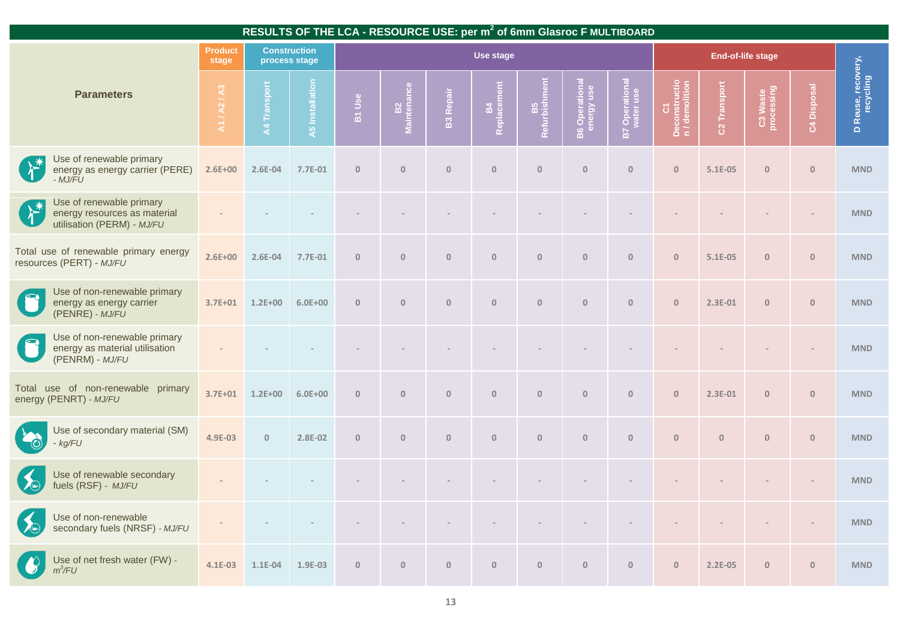## RESULTS OF THE LCA - RESOURCE USE: per m$^2$ of 6mm Glasroc F MULTIBOARD

| Parameters | Product stage | Construction process stage | | Use stage | | | | | | | End-of-life stage | | | | D Reuse, recovery, recycling |
|---|---|---|---|---|---|---|---|---|---|---|---|---|---|---|---|
| | A1 / A2 / A3 | A4 Transport | A5 Installation | B1 Use | B2 Maintenance | B3 Repair | B4 Replacement | B5 Refurbishment | B6 Operational energy use | B7 Operational water use | C1 Deconstruction / demolition | C2 Transport | C3 Waste processing | C4 Disposal | |
| Use of renewable primary energy as energy carrier (PERE) - *MJ/FU* | 2.6E+00 | 2.6E-04 | 7.7E-01 | 0 | 0 | 0 | 0 | 0 | 0 | 0 | 0 | 5.1E-05 | 0 | 0 | MND |
| Use of renewable primary energy resources as material utilisation (PERM) - *MJ/FU* | - | - | - | - | - | - | - | - | - | - | - | - | - | - | MND |
| Total use of renewable primary energy resources (PERT) - *MJ/FU* | 2.6E+00 | 2.6E-04 | 7.7E-01 | 0 | 0 | 0 | 0 | 0 | 0 | 0 | 0 | 5.1E-05 | 0 | 0 | MND |
| Use of non-renewable primary energy as energy carrier (PENRE) - *MJ/FU* | 3.7E+01 | 1.2E+00 | 6.0E+00 | 0 | 0 | 0 | 0 | 0 | 0 | 0 | 0 | 2.3E-01 | 0 | 0 | MND |
| Use of non-renewable primary energy as material utilisation (PENRM) - *MJ/FU* | - | - | - | - | - | - | - | - | - | - | - | - | - | - | MND |
| Total use of non-renewable primary energy (PENRT) - *MJ/FU* | 3.7E+01 | 1.2E+00 | 6.0E+00 | 0 | 0 | 0 | 0 | 0 | 0 | 0 | 0 | 2.3E-01 | 0 | 0 | MND |
| Use of secondary material (SM) - *kg/FU* | 4.9E-03 | 0 | 2.8E-02 | 0 | 0 | 0 | 0 | 0 | 0 | 0 | 0 | 0 | 0 | 0 | MND |
| Use of renewable secondary fuels (RSF) - *MJ/FU* | - | - | - | - | - | - | - | - | - | - | - | - | - | - | MND |
| Use of non-renewable secondary fuels (NRSF) - *MJ/FU* | - | - | - | - | - | - | - | - | - | - | - | - | - | - | MND |
| Use of net fresh water (FW) - *$m^3$/FU* | 4.1E-03 | 1.1E-04 | 1.9E-03 | 0 | 0 | 0 | 0 | 0 | 0 | 0 | 0 | 2.2E-05 | 0 | 0 | MND |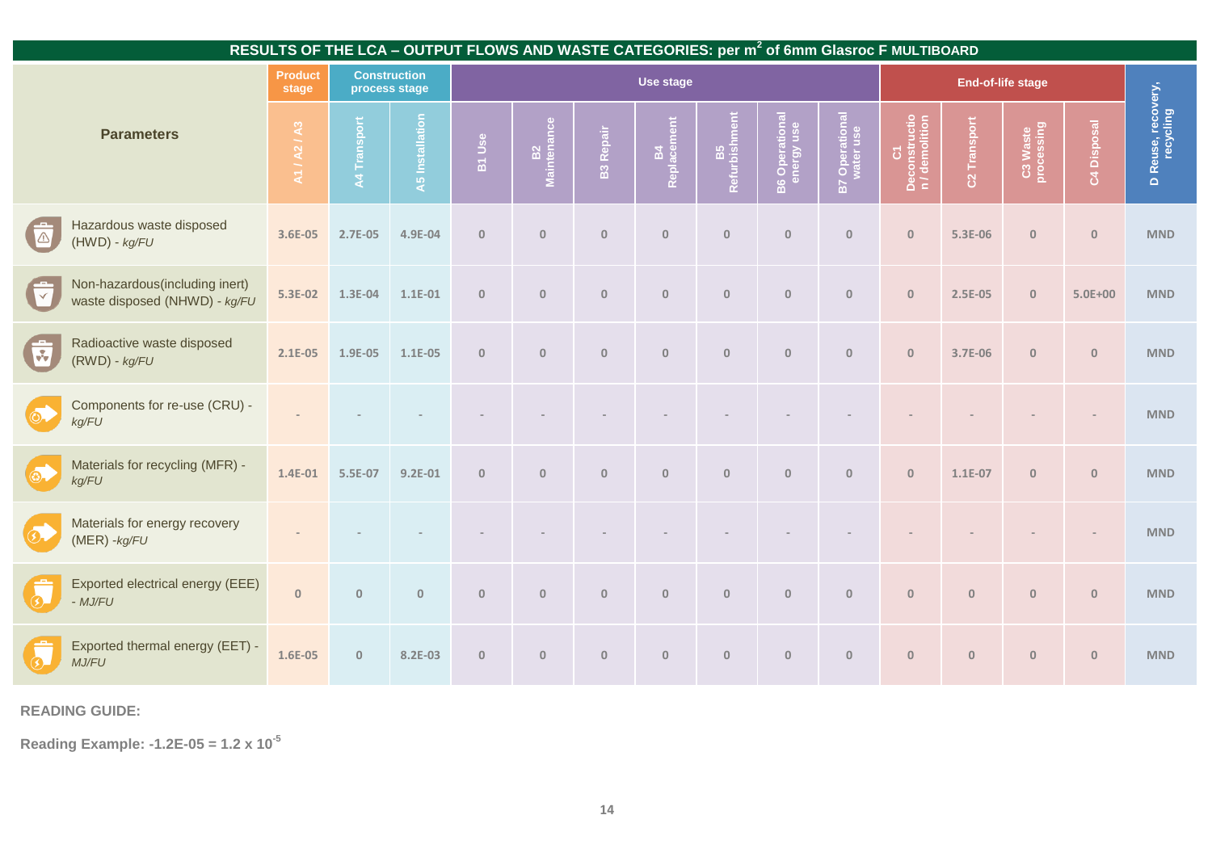| RESULTS OF THE LCA – OUTPUT FLOWS AND WASTE CATEGORIES: per m² of 6mm Glasroc F MULTIBOARD | | | | | | | | | | | | | | | |
|---|---|---|---|---|---|---|---|---|---|---|---|---|---|---|---|
| Parameters | Product stage | Construction process stage | | Use stage | | | | | | | End-of-life stage | | | | D Reuse, recovery, recycling |
| | A1 / A2 / A3 | A4 Transport | A5 Installation | B1 Use | B2 Maintenance | B3 Repair | B4 Replacement | B5 Refurbishment | B6 Operational energy use | B7 Operational water use | C1 Deconstruction / demolition | C2 Transport | C3 Waste processing | C4 Disposal | |
| Hazardous waste disposed (HWD) - *kg/FU* | 3.6E-05 | 2.7E-05 | 4.9E-04 | 0 | 0 | 0 | 0 | 0 | 0 | 0 | 0 | 5.3E-06 | 0 | 0 | MND |
| Non-hazardous(including inert) waste disposed (NHWD) - *kg/FU* | 5.3E-02 | 1.3E-04 | 1.1E-01 | 0 | 0 | 0 | 0 | 0 | 0 | 0 | 0 | 2.5E-05 | 0 | 5.0E+00 | MND |
| Radioactive waste disposed (RWD) - *kg/FU* | 2.1E-05 | 1.9E-05 | 1.1E-05 | 0 | 0 | 0 | 0 | 0 | 0 | 0 | 0 | 3.7E-06 | 0 | 0 | MND |
| Components for re-use (CRU) - *kg/FU* | - | - | - | - | - | - | - | - | - | - | - | - | - | - | MND |
| Materials for recycling (MFR) - *kg/FU* | 1.4E-01 | 5.5E-07 | 9.2E-01 | 0 | 0 | 0 | 0 | 0 | 0 | 0 | 0 | 1.1E-07 | 0 | 0 | MND |
| Materials for energy recovery (MER) -*kg/FU* | - | - | - | - | - | - | - | - | - | - | - | - | - | - | MND |
| Exported electrical energy (EEE) - *MJ/FU* | 0 | 0 | 0 | 0 | 0 | 0 | 0 | 0 | 0 | 0 | 0 | 0 | 0 | 0 | MND |
| Exported thermal energy (EET) - *MJ/FU* | 1.6E-05 | 0 | 8.2E-03 | 0 | 0 | 0 | 0 | 0 | 0 | 0 | 0 | 0 | 0 | 0 | MND |

**READING GUIDE:**

**Reading Example: -1.2E-05 = 1.2 x $10^{-5}$**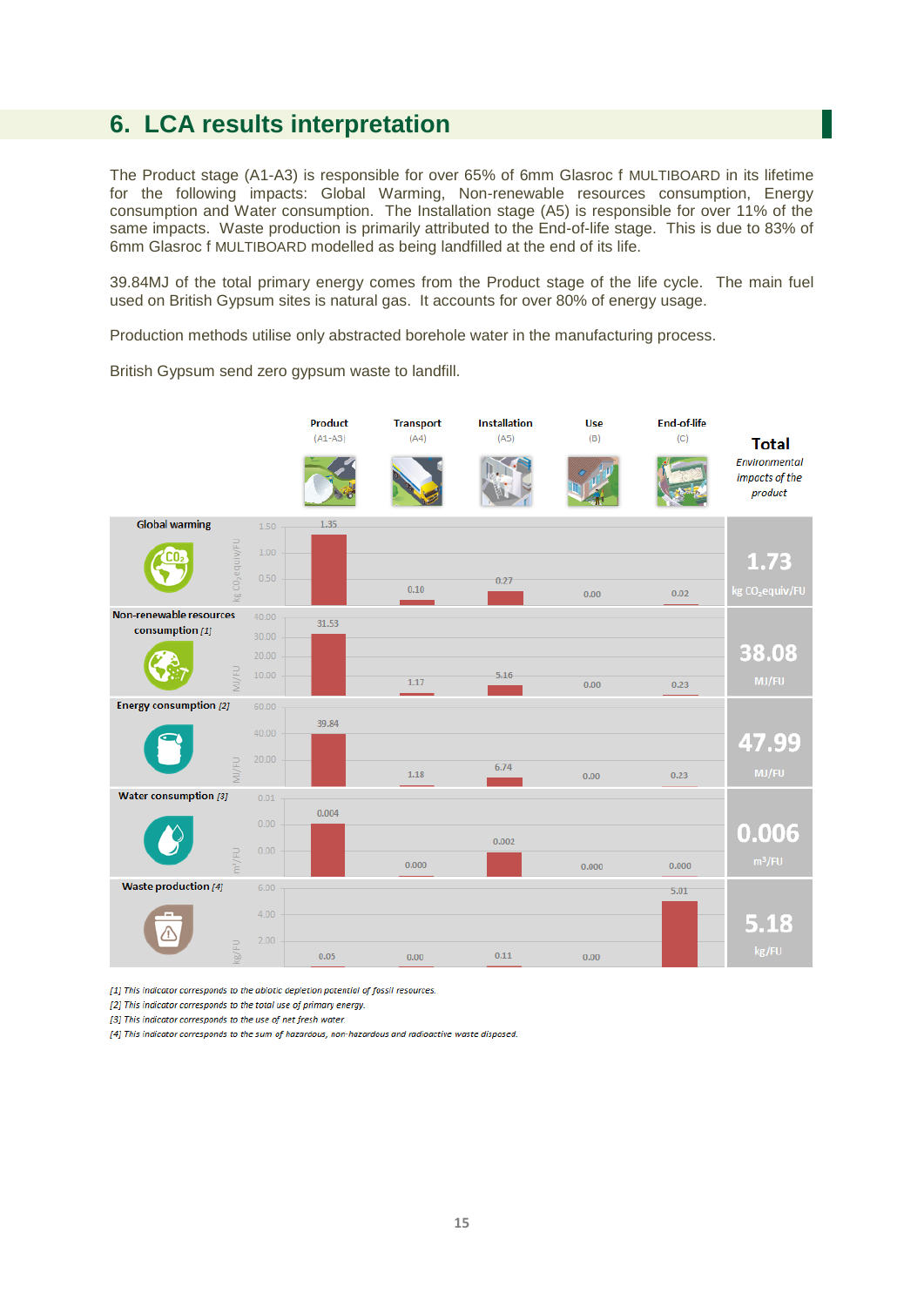## 6. LCA results interpretation

The Product stage (A1-A3) is responsible for over 65% of 6mm Glasroc f MULTIBOARD in its lifetime for the following impacts: Global Warming, Non-renewable resources consumption, Energy consumption and Water consumption. The Installation stage (A5) is responsible for over 11% of the same impacts. Waste production is primarily attributed to the End-of-life stage. This is due to 83% of 6mm Glasroc f MULTIBOARD modelled as being landfilled at the end of its life.

39.84MJ of the total primary energy comes from the Product stage of the life cycle. The main fuel used on British Gypsum sites is natural gas. It accounts for over 80% of energy usage.

Production methods utilise only abstracted borehole water in the manufacturing process.

British Gypsum send zero gypsum waste to landfill.

| | Product (A1-A3) | Transport (A4) | Installation (A5) | Use (B) | End-of-life (C) | Total Environmental impacts of the product |
|---|---|---|---|---|---|---|
| Global warming (kg $CO_2$equiv/FU) | 1.35 | 0.10 | 0.27 | 0.00 | 0.02 | 1.73 kg $CO_2$equiv/FU |
| Non-renewable resources consumption [1] (MJ/FU) | 31.53 | 1.17 | 5.16 | 0.00 | 0.23 | 38.08 MJ/FU |
| Energy consumption [2] (MJ/FU) | 39.84 | 1.18 | 6.74 | 0.00 | 0.23 | 47.99 MJ/FU |
| Water consumption [3] ($m^3$/FU) | 0.004 | 0.000 | 0.002 | 0.000 | 0.000 | 0.006 $m^3$/FU |
| Waste production [4] (kg/FU) | 0.05 | 0.00 | 0.11 | 0.00 | 5.01 | 5.18 kg/FU |

*[1] This indicator corresponds to the abiotic depletion potential of fossil resources.*

*[2] This indicator corresponds to the total use of primary energy.*

*[3] This indicator corresponds to the use of net fresh water.*

*[4] This indicator corresponds to the sum of hazardous, non-hazardous and radioactive waste disposed.*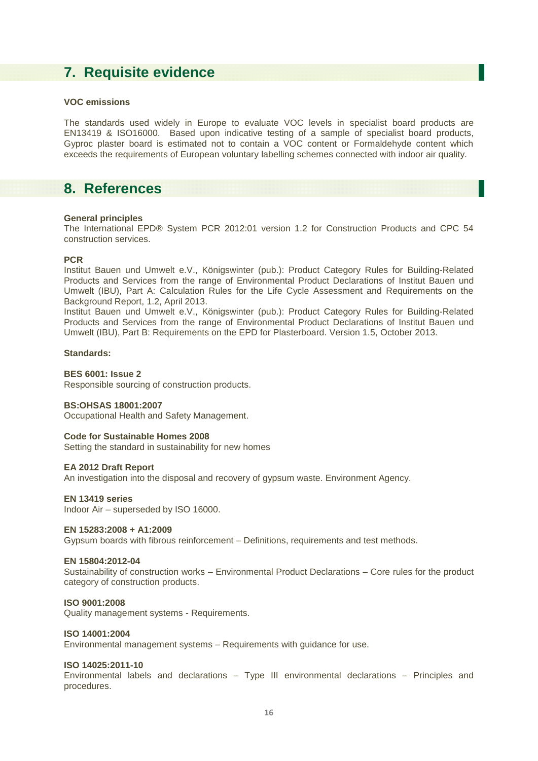## 7. Requisite evidence

**VOC emissions**

The standards used widely in Europe to evaluate VOC levels in specialist board products are EN13419 & ISO16000. Based upon indicative testing of a sample of specialist board products, Gyproc plaster board is estimated not to contain a VOC content or Formaldehyde content which exceeds the requirements of European voluntary labelling schemes connected with indoor air quality.

## 8. References

**General principles**
The International EPD® System PCR 2012:01 version 1.2 for Construction Products and CPC 54 construction services.

**PCR**
Institut Bauen und Umwelt e.V., Königswinter (pub.): Product Category Rules for Building-Related Products and Services from the range of Environmental Product Declarations of Institut Bauen und Umwelt (IBU), Part A: Calculation Rules for the Life Cycle Assessment and Requirements on the Background Report, 1.2, April 2013.
Institut Bauen und Umwelt e.V., Königswinter (pub.): Product Category Rules for Building-Related Products and Services from the range of Environmental Product Declarations of Institut Bauen und Umwelt (IBU), Part B: Requirements on the EPD for Plasterboard. Version 1.5, October 2013.

**Standards:**

**BES 6001: Issue 2**
Responsible sourcing of construction products.

**BS:OHSAS 18001:2007**
Occupational Health and Safety Management.

**Code for Sustainable Homes 2008**
Setting the standard in sustainability for new homes

**EA 2012 Draft Report**
An investigation into the disposal and recovery of gypsum waste. Environment Agency.

**EN 13419 series**
Indoor Air – superseded by ISO 16000.

**EN 15283:2008 + A1:2009**
Gypsum boards with fibrous reinforcement – Definitions, requirements and test methods.

**EN 15804:2012-04**
Sustainability of construction works – Environmental Product Declarations – Core rules for the product category of construction products.

**ISO 9001:2008**
Quality management systems - Requirements.

**ISO 14001:2004**
Environmental management systems – Requirements with guidance for use.

**ISO 14025:2011-10**
Environmental labels and declarations – Type III environmental declarations – Principles and procedures.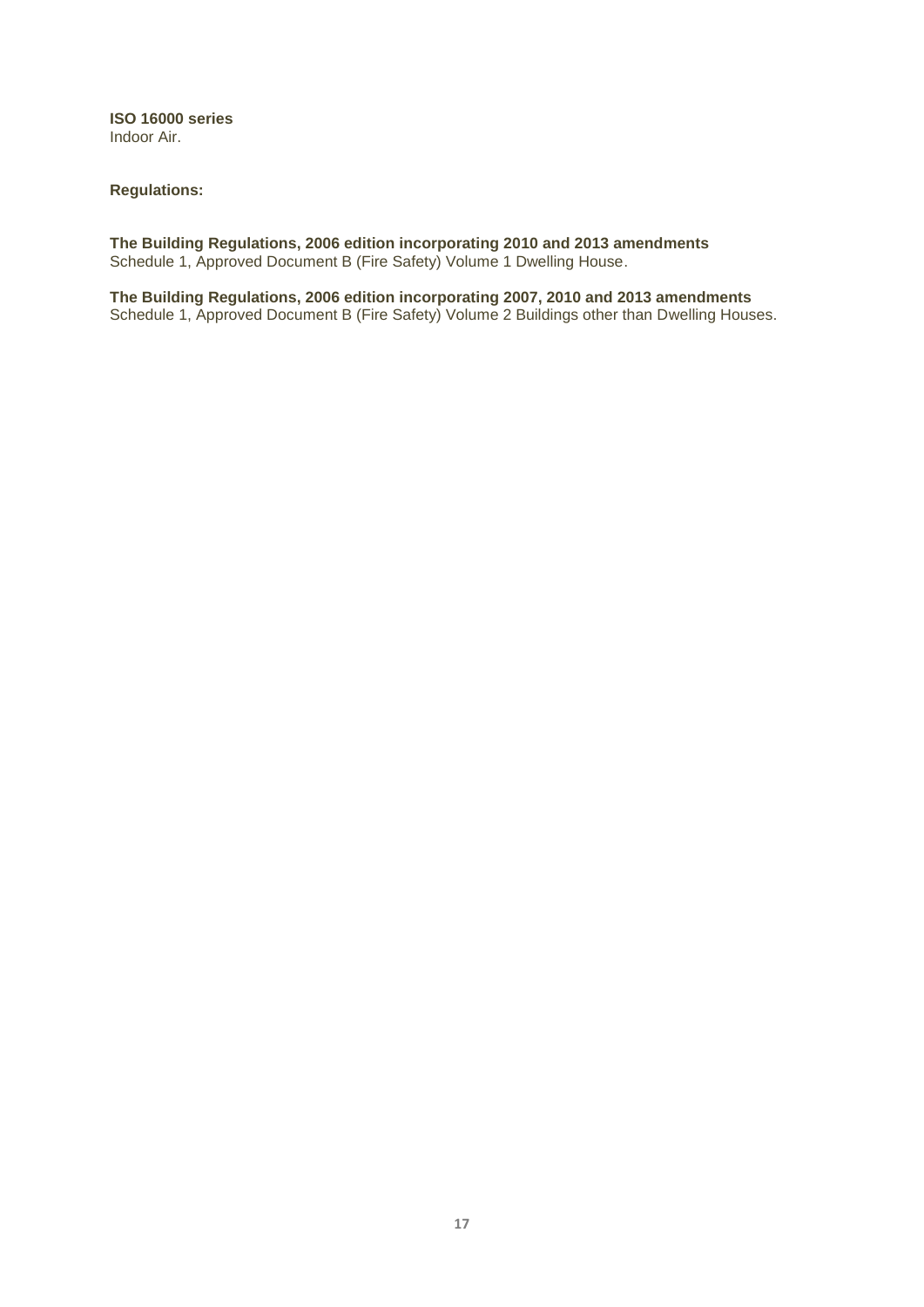**ISO 16000 series**
Indoor Air.

**Regulations:**

**The Building Regulations, 2006 edition incorporating 2010 and 2013 amendments**
Schedule 1, Approved Document B (Fire Safety) Volume 1 Dwelling House.

**The Building Regulations, 2006 edition incorporating 2007, 2010 and 2013 amendments**
Schedule 1, Approved Document B (Fire Safety) Volume 2 Buildings other than Dwelling Houses.